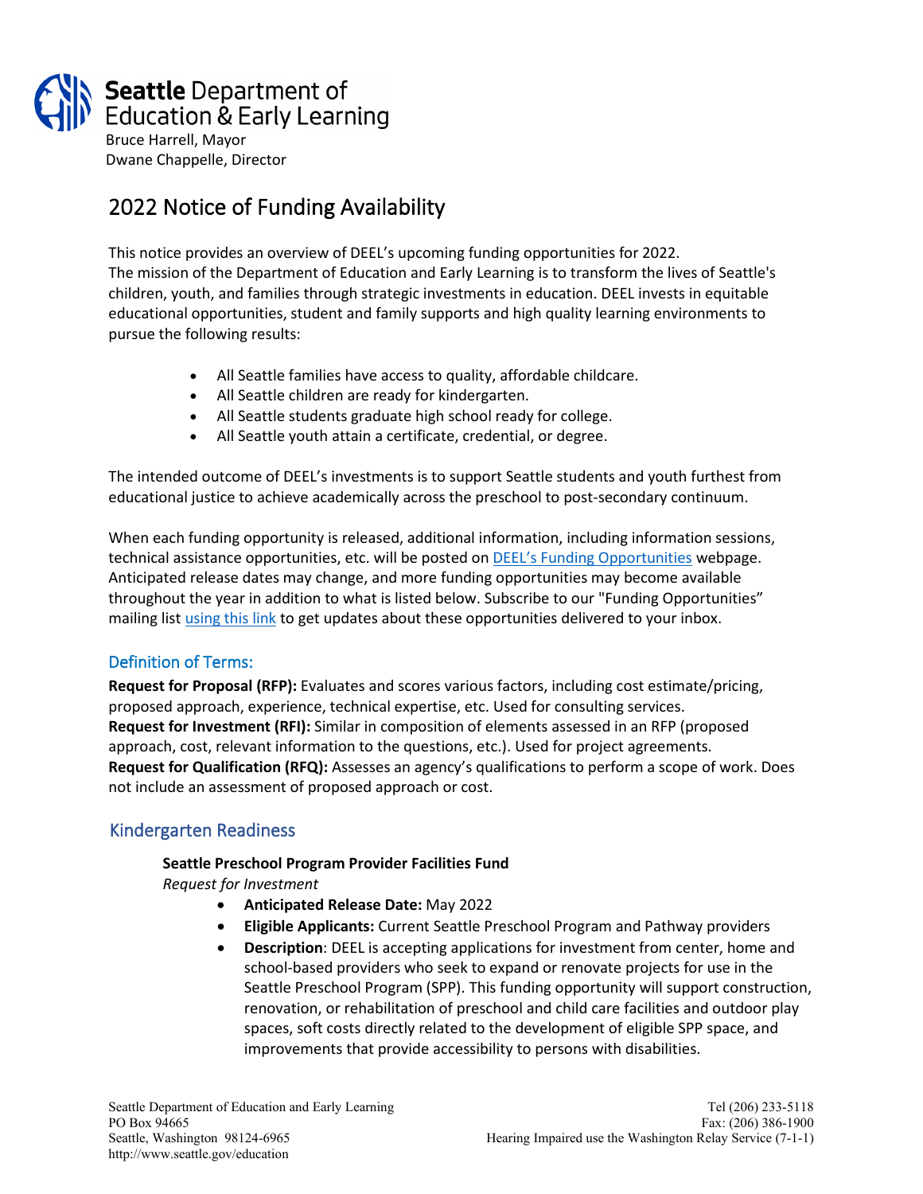**Seattle** Department of Education & Early Learning

Bruce Harrell, Mayor
Dwane Chappelle, Director

# 2022 Notice of Funding Availability

This notice provides an overview of DEEL's upcoming funding opportunities for 2022.
The mission of the Department of Education and Early Learning is to transform the lives of Seattle's children, youth, and families through strategic investments in education. DEEL invests in equitable educational opportunities, student and family supports and high quality learning environments to pursue the following results:

- All Seattle families have access to quality, affordable childcare.
- All Seattle children are ready for kindergarten.
- All Seattle students graduate high school ready for college.
- All Seattle youth attain a certificate, credential, or degree.

The intended outcome of DEEL's investments is to support Seattle students and youth furthest from educational justice to achieve academically across the preschool to post-secondary continuum.

When each funding opportunity is released, additional information, including information sessions, technical assistance opportunities, etc. will be posted on DEEL's Funding Opportunities webpage. Anticipated release dates may change, and more funding opportunities may become available throughout the year in addition to what is listed below. Subscribe to our "Funding Opportunities" mailing list using this link to get updates about these opportunities delivered to your inbox.

## Definition of Terms:

**Request for Proposal (RFP):** Evaluates and scores various factors, including cost estimate/pricing, proposed approach, experience, technical expertise, etc. Used for consulting services.
**Request for Investment (RFI):** Similar in composition of elements assessed in an RFP (proposed approach, cost, relevant information to the questions, etc.). Used for project agreements.
**Request for Qualification (RFQ):** Assesses an agency's qualifications to perform a scope of work. Does not include an assessment of proposed approach or cost.

## Kindergarten Readiness

**Seattle Preschool Program Provider Facilities Fund**
*Request for Investment*

- **Anticipated Release Date:** May 2022
- **Eligible Applicants:** Current Seattle Preschool Program and Pathway providers
- **Description**: DEEL is accepting applications for investment from center, home and school-based providers who seek to expand or renovate projects for use in the Seattle Preschool Program (SPP). This funding opportunity will support construction, renovation, or rehabilitation of preschool and child care facilities and outdoor play spaces, soft costs directly related to the development of eligible SPP space, and improvements that provide accessibility to persons with disabilities.

Seattle Department of Education and Early Learning
PO Box 94665
Seattle, Washington 98124-6965
http://www.seattle.gov/education

Tel (206) 233-5118
Fax: (206) 386-1900
Hearing Impaired use the Washington Relay Service (7-1-1)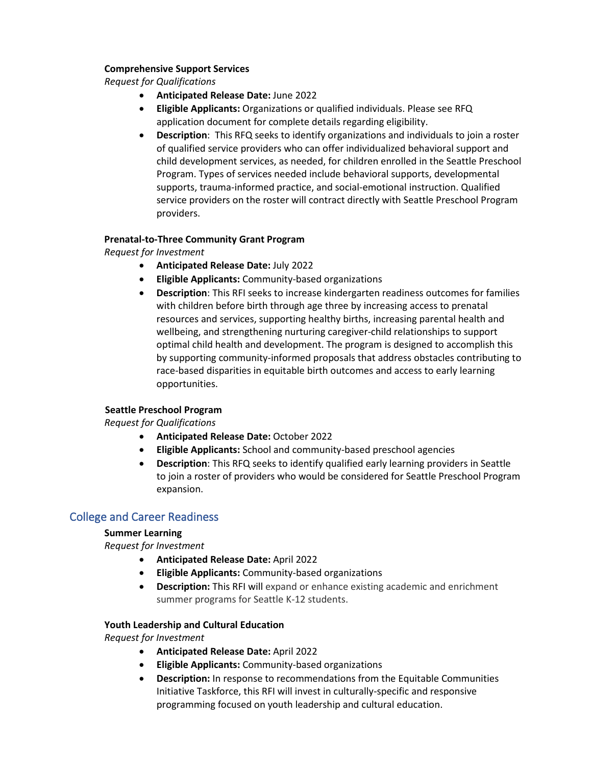**Comprehensive Support Services**

*Request for Qualifications*

- **Anticipated Release Date:** June 2022
- **Eligible Applicants:** Organizations or qualified individuals. Please see RFQ application document for complete details regarding eligibility.
- **Description**: This RFQ seeks to identify organizations and individuals to join a roster of qualified service providers who can offer individualized behavioral support and child development services, as needed, for children enrolled in the Seattle Preschool Program. Types of services needed include behavioral supports, developmental supports, trauma-informed practice, and social-emotional instruction. Qualified service providers on the roster will contract directly with Seattle Preschool Program providers.

**Prenatal-to-Three Community Grant Program**

*Request for Investment*

- **Anticipated Release Date:** July 2022
- **Eligible Applicants:** Community-based organizations
- **Description**: This RFI seeks to increase kindergarten readiness outcomes for families with children before birth through age three by increasing access to prenatal resources and services, supporting healthy births, increasing parental health and wellbeing, and strengthening nurturing caregiver-child relationships to support optimal child health and development. The program is designed to accomplish this by supporting community-informed proposals that address obstacles contributing to race-based disparities in equitable birth outcomes and access to early learning opportunities.

**Seattle Preschool Program**

*Request for Qualifications*

- **Anticipated Release Date:** October 2022
- **Eligible Applicants:** School and community-based preschool agencies
- **Description**: This RFQ seeks to identify qualified early learning providers in Seattle to join a roster of providers who would be considered for Seattle Preschool Program expansion.

## College and Career Readiness

**Summer Learning**

*Request for Investment*

- **Anticipated Release Date:** April 2022
- **Eligible Applicants:** Community-based organizations
- **Description:** This RFI will expand or enhance existing academic and enrichment summer programs for Seattle K-12 students.

**Youth Leadership and Cultural Education**

*Request for Investment*

- **Anticipated Release Date:** April 2022
- **Eligible Applicants:** Community-based organizations
- **Description:** In response to recommendations from the Equitable Communities Initiative Taskforce, this RFI will invest in culturally-specific and responsive programming focused on youth leadership and cultural education.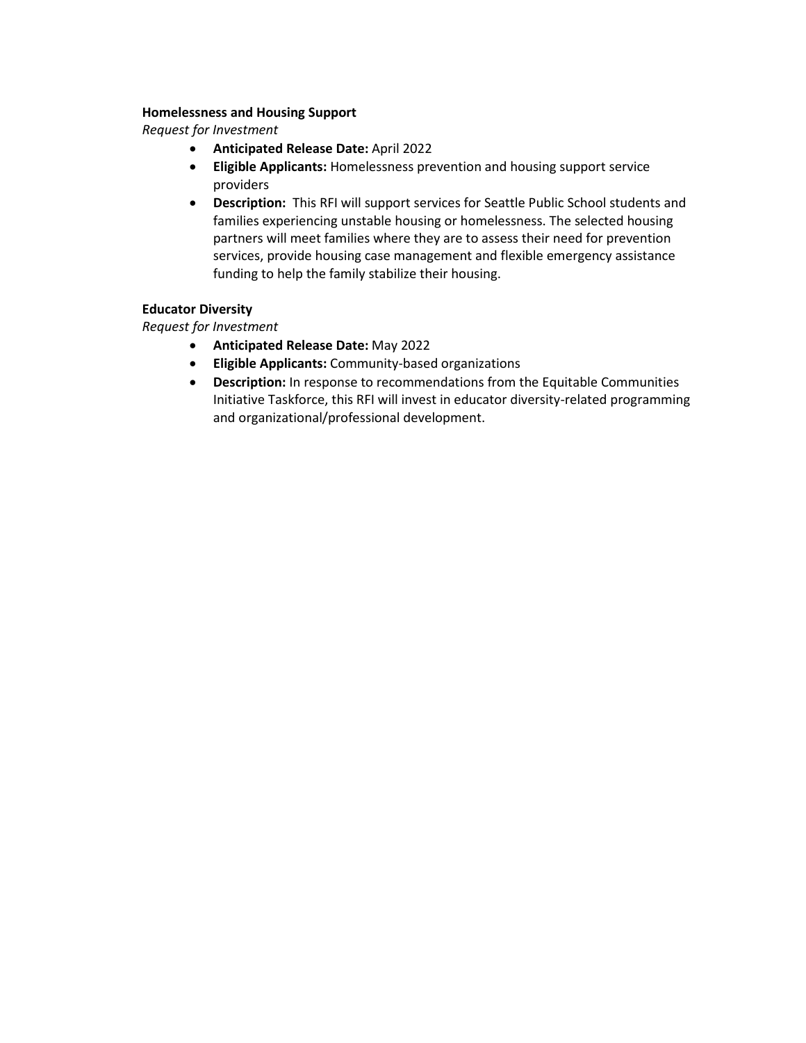**Homelessness and Housing Support**

*Request for Investment*

- **Anticipated Release Date:** April 2022
- **Eligible Applicants:** Homelessness prevention and housing support service providers
- **Description:** This RFI will support services for Seattle Public School students and families experiencing unstable housing or homelessness. The selected housing partners will meet families where they are to assess their need for prevention services, provide housing case management and flexible emergency assistance funding to help the family stabilize their housing.

**Educator Diversity**

*Request for Investment*

- **Anticipated Release Date:** May 2022
- **Eligible Applicants:** Community-based organizations
- **Description:** In response to recommendations from the Equitable Communities Initiative Taskforce, this RFI will invest in educator diversity-related programming and organizational/professional development.